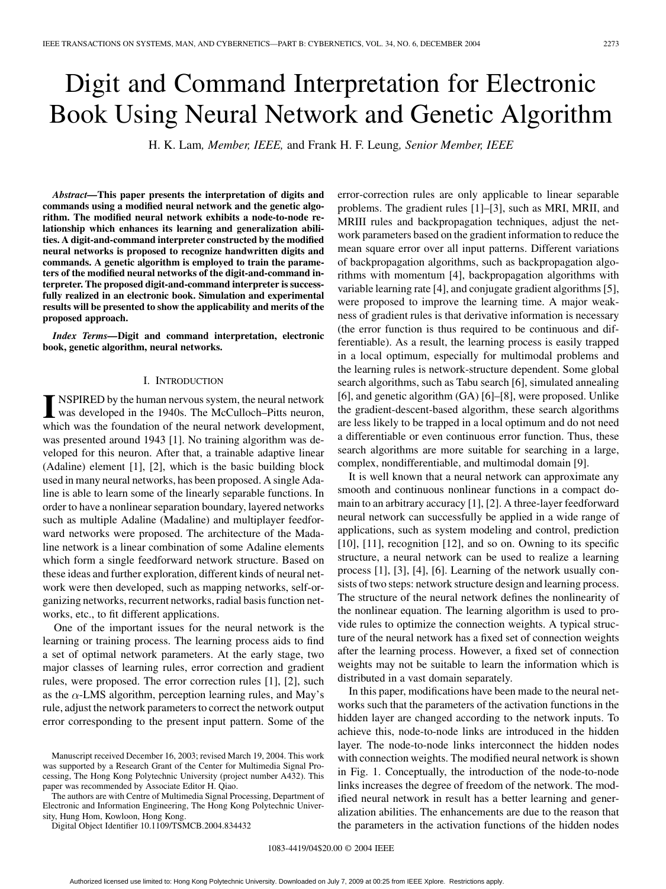# Digit and Command Interpretation for Electronic Book Using Neural Network and Genetic Algorithm

H. K. Lam, *Member, IEEE,* and Frank H. F. Leung, *Senior Member, IEEE*

***Abstract*—This paper presents the interpretation of digits and commands using a modified neural network and the genetic algorithm. The modified neural network exhibits a node-to-node relationship which enhances its learning and generalization abilities. A digit-and-command interpreter constructed by the modified neural networks is proposed to recognize handwritten digits and commands. A genetic algorithm is employed to train the parameters of the modified neural networks of the digit-and-command interpreter. The proposed digit-and-command interpreter is successfully realized in an electronic book. Simulation and experimental results will be presented to show the applicability and merits of the proposed approach.**

***Index Terms*—Digit and command interpretation, electronic book, genetic algorithm, neural networks.**

## I. Introduction

Inspired by the human nervous system, the neural network was developed in the 1940s. The McCulloch–Pitts neuron, which was the foundation of the neural network development, was presented around 1943 [1]. No training algorithm was developed for this neuron. After that, a trainable adaptive linear (Adaline) element [1], [2], which is the basic building block used in many neural networks, has been proposed. A single Adaline is able to learn some of the linearly separable functions. In order to have a nonlinear separation boundary, layered networks such as multiple Adaline (Madaline) and multiplayer feedforward networks were proposed. The architecture of the Madaline network is a linear combination of some Adaline elements which form a single feedforward network structure. Based on these ideas and further exploration, different kinds of neural network were then developed, such as mapping networks, self-organizing networks, recurrent networks, radial basis function networks, etc., to fit different applications.

One of the important issues for the neural network is the learning or training process. The learning process aids to find a set of optimal network parameters. At the early stage, two major classes of learning rules, error correction and gradient rules, were proposed. The error correction rules [1], [2], such as the $\alpha$-LMS algorithm, perception learning rules, and May's rule, adjust the network parameters to correct the network output error corresponding to the present input pattern. Some of the error-correction rules are only applicable to linear separable problems. The gradient rules [1]–[3], such as MRI, MRII, and MRIII rules and backpropagation techniques, adjust the network parameters based on the gradient information to reduce the mean square error over all input patterns. Different variations of backpropagation algorithms, such as backpropagation algorithms with momentum [4], backpropagation algorithms with variable learning rate [4], and conjugate gradient algorithms [5], were proposed to improve the learning time. A major weakness of gradient rules is that derivative information is necessary (the error function is thus required to be continuous and differentiable). As a result, the learning process is easily trapped in a local optimum, especially for multimodal problems and the learning rules is network-structure dependent. Some global search algorithms, such as Tabu search [6], simulated annealing [6], and genetic algorithm (GA) [6]–[8], were proposed. Unlike the gradient-descent-based algorithm, these search algorithms are less likely to be trapped in a local optimum and do not need a differentiable or even continuous error function. Thus, these search algorithms are more suitable for searching in a large, complex, nondifferentiable, and multimodal domain [9].

It is well known that a neural network can approximate any smooth and continuous nonlinear functions in a compact domain to an arbitrary accuracy [1], [2]. A three-layer feedforward neural network can successfully be applied in a wide range of applications, such as system modeling and control, prediction [10], [11], recognition [12], and so on. Owning to its specific structure, a neural network can be used to realize a learning process [1], [3], [4], [6]. Learning of the network usually consists of two steps: network structure design and learning process. The structure of the neural network defines the nonlinearity of the nonlinear equation. The learning algorithm is used to provide rules to optimize the connection weights. A typical structure of the neural network has a fixed set of connection weights after the learning process. However, a fixed set of connection weights may not be suitable to learn the information which is distributed in a vast domain separately.

In this paper, modifications have been made to the neural networks such that the parameters of the activation functions in the hidden layer are changed according to the network inputs. To achieve this, node-to-node links are introduced in the hidden layer. The node-to-node links interconnect the hidden nodes with connection weights. The modified neural network is shown in Fig. 1. Conceptually, the introduction of the node-to-node links increases the degree of freedom of the network. The modified neural network in result has a better learning and generalization abilities. The enhancements are due to the reason that the parameters in the activation functions of the hidden nodes

Manuscript received December 16, 2003; revised March 19, 2004. This work was supported by a Research Grant of the Center for Multimedia Signal Processing, The Hong Kong Polytechnic University (project number A432). This paper was recommended by Associate Editor H. Qiao.

The authors are with Centre of Multimedia Signal Processing, Department of Electronic and Information Engineering, The Hong Kong Polytechnic University, Hung Hom, Kowloon, Hong Kong.

Digital Object Identifier 10.1109/TSMCB.2004.834432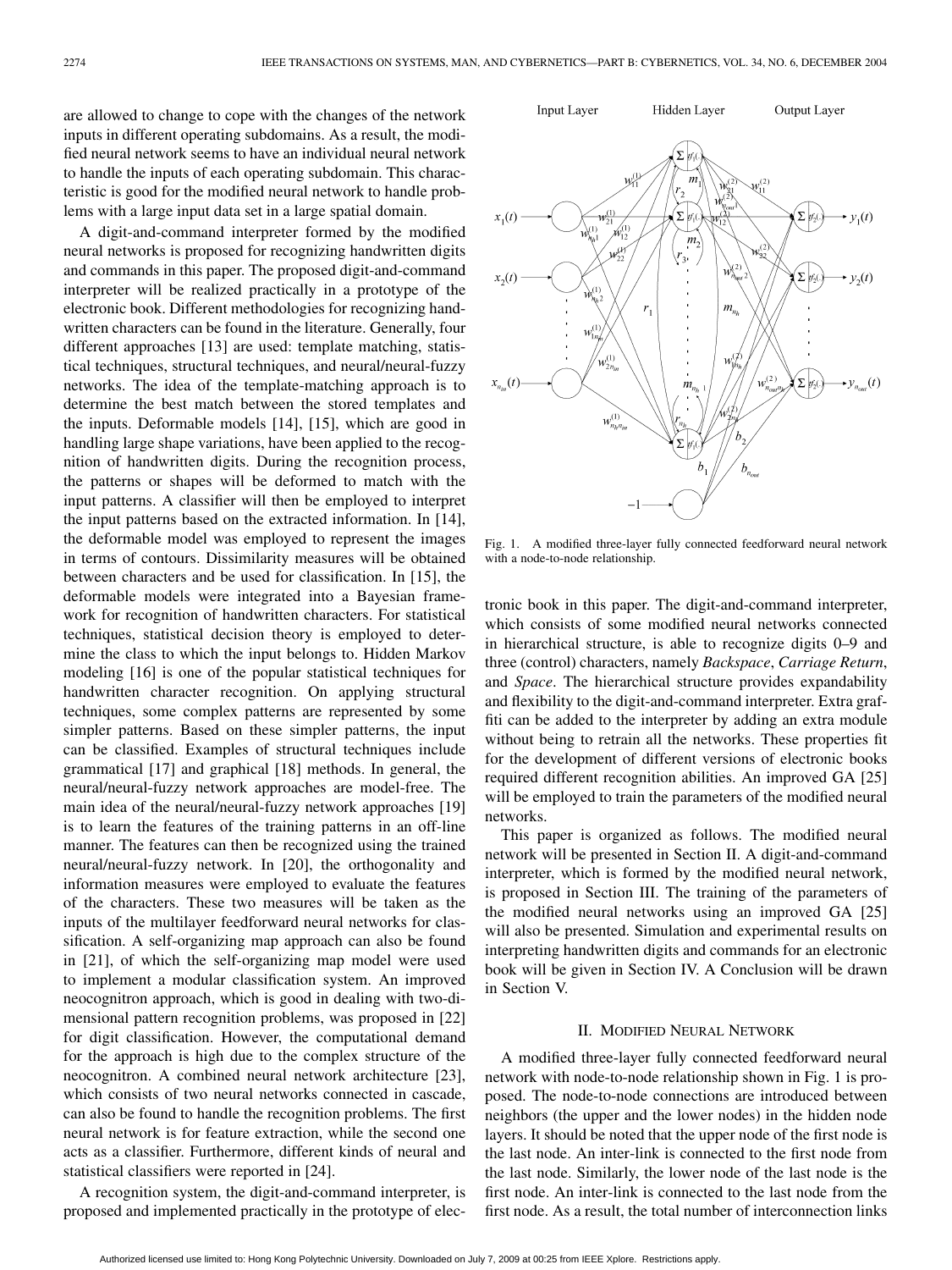are allowed to change to cope with the changes of the network inputs in different operating subdomains. As a result, the modified neural network seems to have an individual neural network to handle the inputs of each operating subdomain. This characteristic is good for the modified neural network to handle problems with a large input data set in a large spatial domain.

A digit-and-command interpreter formed by the modified neural networks is proposed for recognizing handwritten digits and commands in this paper. The proposed digit-and-command interpreter will be realized practically in a prototype of the electronic book. Different methodologies for recognizing handwritten characters can be found in the literature. Generally, four different approaches [13] are used: template matching, statistical techniques, structural techniques, and neural/neural-fuzzy networks. The idea of the template-matching approach is to determine the best match between the stored templates and the inputs. Deformable models [14], [15], which are good in handling large shape variations, have been applied to the recognition of handwritten digits. During the recognition process, the patterns or shapes will be deformed to match with the input patterns. A classifier will then be employed to interpret the input patterns based on the extracted information. In [14], the deformable model was employed to represent the images in terms of contours. Dissimilarity measures will be obtained between characters and be used for classification. In [15], the deformable models were integrated into a Bayesian framework for recognition of handwritten characters. For statistical techniques, statistical decision theory is employed to determine the class to which the input belongs to. Hidden Markov modeling [16] is one of the popular statistical techniques for handwritten character recognition. On applying structural techniques, some complex patterns are represented by some simpler patterns. Based on these simpler patterns, the input can be classified. Examples of structural techniques include grammatical [17] and graphical [18] methods. In general, the neural/neural-fuzzy network approaches are model-free. The main idea of the neural/neural-fuzzy network approaches [19] is to learn the features of the training patterns in an off-line manner. The features can then be recognized using the trained neural/neural-fuzzy network. In [20], the orthogonality and information measures were employed to evaluate the features of the characters. These two measures will be taken as the inputs of the multilayer feedforward neural networks for classification. A self-organizing map approach can also be found in [21], of which the self-organizing map model were used to implement a modular classification system. An improved neocognitron approach, which is good in dealing with two-dimensional pattern recognition problems, was proposed in [22] for digit classification. However, the computational demand for the approach is high due to the complex structure of the neocognitron. A combined neural network architecture [23], which consists of two neural networks connected in cascade, can also be found to handle the recognition problems. The first neural network is for feature extraction, while the second one acts as a classifier. Furthermore, different kinds of neural and statistical classifiers were reported in [24].

A recognition system, the digit-and-command interpreter, is proposed and implemented practically in the prototype of electronic book in this paper. The digit-and-command interpreter, which consists of some modified neural networks connected in hierarchical structure, is able to recognize digits 0–9 and three (control) characters, namely *Backspace*, *Carriage Return*, and *Space*. The hierarchical structure provides expandability and flexibility to the digit-and-command interpreter. Extra graffiti can be added to the interpreter by adding an extra module without being to retrain all the networks. These properties fit for the development of different versions of electronic books required different recognition abilities. An improved GA [25] will be employed to train the parameters of the modified neural networks.

This paper is organized as follows. The modified neural network will be presented in Section II. A digit-and-command interpreter, which is formed by the modified neural network, is proposed in Section III. The training of the parameters of the modified neural networks using an improved GA [25] will also be presented. Simulation and experimental results on interpreting handwritten digits and commands for an electronic book will be given in Section IV. A Conclusion will be drawn in Section V.

Fig. 1. A modified three-layer fully connected feedforward neural network with a node-to-node relationship.

## II. Modified Neural Network

A modified three-layer fully connected feedforward neural network with node-to-node relationship shown in Fig. 1 is proposed. The node-to-node connections are introduced between neighbors (the upper and the lower nodes) in the hidden node layers. It should be noted that the upper node of the first node is the last node. An inter-link is connected to the first node from the last node. Similarly, the lower node of the last node is the first node. An inter-link is connected to the last node from the first node. As a result, the total number of interconnection links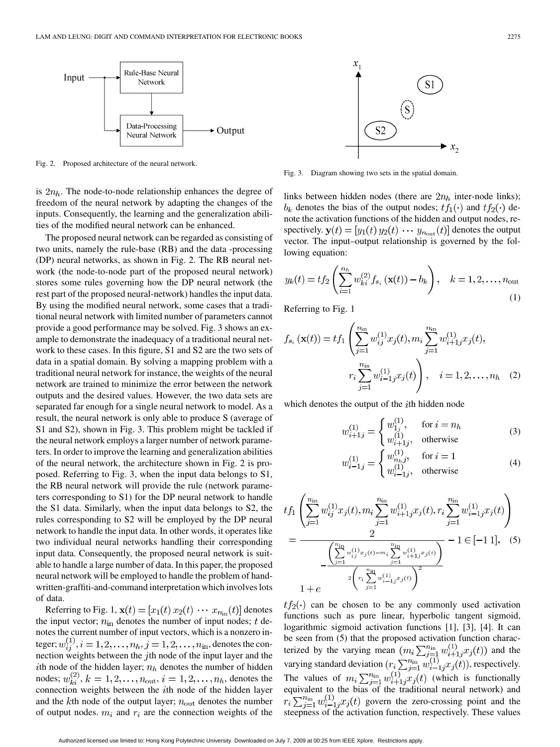Fig. 2. Proposed architecture of the neural network.

Fig. 3. Diagram showing two sets in the spatial domain.

is $2n_h$. The node-to-node relationship enhances the degree of freedom of the neural network by adapting the changes of the inputs. Consequently, the learning and the generalization abilities of the modified neural network can be enhanced.

The proposed neural network can be regarded as consisting of two units, namely the rule-base (RB) and the data -processing (DP) neural networks, as shown in Fig. 2. The RB neural network (the node-to-node part of the proposed neural network) stores some rules governing how the DP neural network (the rest part of the proposed neural-network) handles the input data. By using the modified neural network, some cases that a traditional neural network with limited number of parameters cannot provide a good performance may be solved. Fig. 3 shows an example to demonstrate the inadequacy of a traditional neural network to these cases. In this figure, S1 and S2 are the two sets of data in a spatial domain. By solving a mapping problem with a traditional neural network for instance, the weights of the neural network are trained to minimize the error between the network outputs and the desired values. However, the two data sets are separated far enough for a single neural network to model. As a result, the neural network is only able to produce S (average of S1 and S2), shown in Fig. 3. This problem might be tackled if the neural network employs a larger number of network parameters. In order to improve the learning and generalization abilities of the neural network, the architecture shown in Fig. 2 is proposed. Referring to Fig. 3, when the input data belongs to S1, the RB neural network will provide the rule (network parameters corresponding to S1) for the DP neural network to handle the S1 data. Similarly, when the input data belongs to S2, the rules corresponding to S2 will be employed by the DP neural network to handle the input data. In other words, it operates like two individual neural networks handling their corresponding input data. Consequently, the proposed neural network is suitable to handle a large number of data. In this paper, the proposed neural network will be employed to handle the problem of handwritten-graffiti-and-command interpretation which involves lots of data.

Referring to Fig. 1, $\mathbf{x}(t) = [x_1(t)\ x_2(t)\ \cdots\ x_{n_{\text{in}}}(t)]$ denotes the input vector; $n_{\text{in}}$ denotes the number of input nodes; $t$ denotes the current number of input vectors, which is a nonzero integer; $w_{ij}^{(1)}, i = 1, 2, \ldots, n_h, j = 1, 2, \ldots, n_{\text{in}}$, denotes the connection weights between the $j$th node of the input layer and the $i$th node of the hidden layer; $n_h$ denotes the number of hidden nodes; $w_{ki}^{(2)}, k = 1, 2, \ldots, n_{\text{out}}, i = 1, 2, \ldots, n_h$, denotes the connection weights between the $i$th node of the hidden layer and the $k$th node of the output layer; $n_{\text{out}}$ denotes the number of output nodes. $m_i$ and $r_i$ are the connection weights of the links between hidden nodes (there are $2n_h$ inter-node links); $b_k$ denotes the bias of the output nodes; $tf_1(\cdot)$ and $tf_2(\cdot)$ denote the activation functions of the hidden and output nodes, respectively. $\mathbf{y}(t) = [y_1(t)\ y_2(t)\ \cdots\ y_{n_{\text{out}}}(t)]$ denotes the output vector. The input–output relationship is governed by the following equation:

$$y_k(t) = tf_2\left(\sum_{i=1}^{n_h} w_{ki}^{(2)} f_{s_i}(\mathbf{x}(t)) - b_k\right), \quad k = 1, 2, \ldots, n_{\text{out}} \tag{1}$$

Referring to Fig. 1

$$f_{s_i}(\mathbf{x}(t)) = tf_1\left(\sum_{j=1}^{n_{\text{in}}} w_{ij}^{(1)} x_j(t), m_i \sum_{j=1}^{n_{\text{in}}} w_{i+1j}^{(1)} x_j(t), r_i \sum_{j=1}^{n_{\text{in}}} w_{i-1j}^{(1)} x_j(t)\right), \quad i = 1, 2, \ldots, n_h \tag{2}$$

which denotes the output of the $i$th hidden node

$$w_{i+1j}^{(1)} = \begin{cases} w_{1j}^{(1)}, & \text{for } i = n_h \\ w_{i+1j}^{(1)}, & \text{otherwise} \end{cases} \tag{3}$$

$$w_{i-1j}^{(1)} = \begin{cases} w_{n_h j}^{(1)}, & \text{for } i = 1 \\ w_{i-1j}^{(1)}, & \text{otherwise} \end{cases} \tag{4}$$

$$tf_1\left(\sum_{j=1}^{n_{\text{in}}} w_{ij}^{(1)} x_j(t), m_i \sum_{j=1}^{n_{\text{in}}} w_{i+1j}^{(1)} x_j(t), r_i \sum_{j=1}^{n_{\text{in}}} w_{i-1j}^{(1)} x_j(t)\right) = \frac{2}{1 + e^{-\frac{\left(\sum_{j=1}^{n_{\text{in}}} w_{ij}^{(1)} x_j(t) - m_i \sum_{j=1}^{n_{\text{in}}} w_{i+1j}^{(1)} x_j(t)\right)^2}{2\left(r_i \sum_{j=1}^{n_{\text{in}}} w_{i-1j}^{(1)} x_j(t)\right)^2}}} - 1 \in [-1\ 1]. \tag{5}$$

$tf_2(\cdot)$ can be chosen to be any commonly used activation functions such as pure linear, hyperbolic tangent sigmoid, logarithmic sigmoid activation functions [1], [3], [4]. It can be seen from (5) that the proposed activation function characterized by the varying mean $(m_i \sum_{j=1}^{n_{\text{in}}} w_{i+1j}^{(1)} x_j(t))$ and the varying standard deviation $(r_i \sum_{j=1}^{n_{\text{in}}} w_{i-1j}^{(1)} x_j(t))$, respectively. The values of $m_i \sum_{j=1}^{n_{\text{in}}} w_{i+1j}^{(1)} x_j(t)$ (which is functionally equivalent to the bias of the traditional neural network) and $r_i \sum_{j=1}^{n_{\text{in}}} w_{i-1j}^{(1)} x_j(t)$ govern the zero-crossing point and the steepness of the activation function, respectively. These values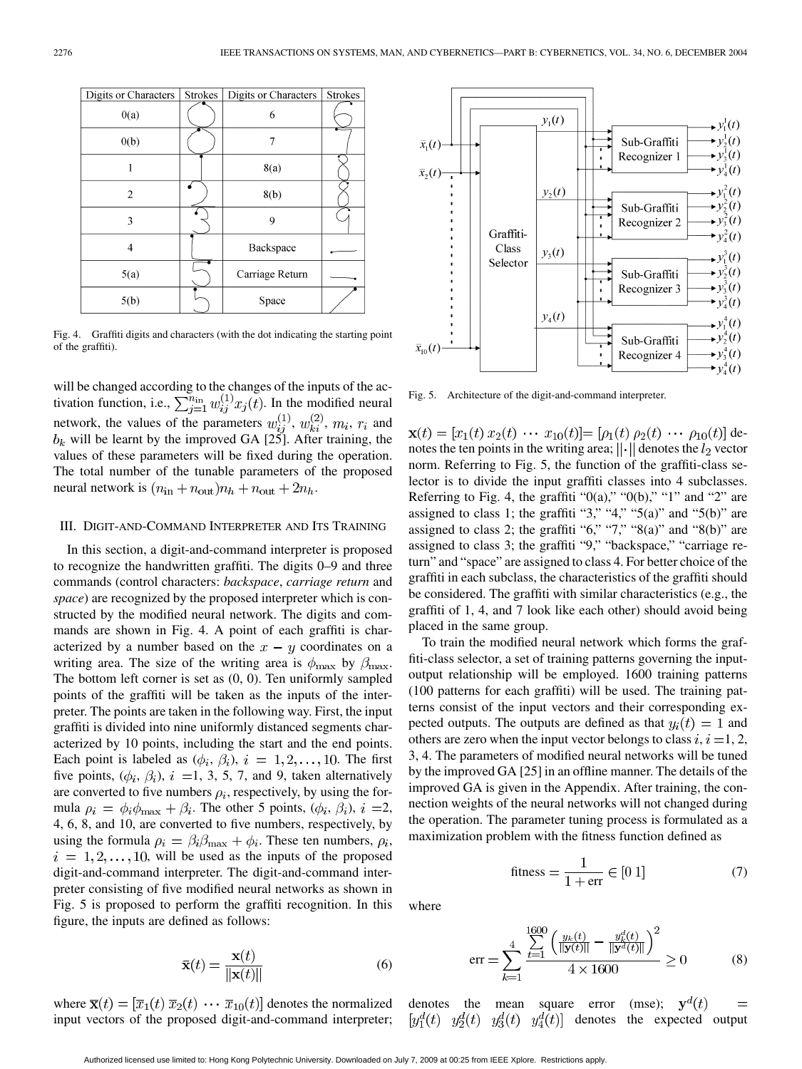| Digits or Characters | Strokes | Digits or Characters | Strokes |
|---|---|---|---|
| 0(a) | | 6 | |
| 0(b) | | 7 | |
| 1 | | 8(a) | |
| 2 | | 8(b) | |
| 3 | | 9 | |
| 4 | | Backspace | |
| 5(a) | | Carriage Return | |
| 5(b) | | Space | |

Fig. 4. Graffiti digits and characters (with the dot indicating the starting point of the graffiti).

will be changed according to the changes of the inputs of the activation function, i.e., $\sum_{j=1}^{n_{\text{in}}} w_{ij}^{(1)} x_j(t)$. In the modified neural network, the values of the parameters $w_{ij}^{(1)}$, $w_{ki}^{(2)}$, $m_i$, $r_i$ and $b_k$ will be learnt by the improved GA [25]. After training, the values of these parameters will be fixed during the operation. The total number of the tunable parameters of the proposed neural network is $(n_{\text{in}} + n_{\text{out}})n_h + n_{\text{out}} + 2n_h$.

## III. Digit-and-Command Interpreter and Its Training

In this section, a digit-and-command interpreter is proposed to recognize the handwritten graffiti. The digits 0–9 and three commands (control characters: *backspace*, *carriage return* and *space*) are recognized by the proposed interpreter which is constructed by the modified neural network. The digits and commands are shown in Fig. 4. A point of each graffiti is characterized by a number based on the $x - y$ coordinates on a writing area. The size of the writing area is $\phi_{\max}$ by $\beta_{\max}$. The bottom left corner is set as (0, 0). Ten uniformly sampled points of the graffiti will be taken as the inputs of the interpreter. The points are taken in the following way. First, the input graffiti is divided into nine uniformly distanced segments characterized by 10 points, including the start and the end points. Each point is labeled as $(\phi_i, \beta_i)$, $i = 1, 2, \ldots, 10$. The first five points, $(\phi_i, \beta_i)$, $i$ =1, 3, 5, 7, and 9, taken alternatively are converted to five numbers $\rho_i$, respectively, by using the formula $\rho_i = \phi_i \phi_{\max} + \beta_i$. The other 5 points, $(\phi_i, \beta_i)$, $i$ =2, 4, 6, 8, and 10, are converted to five numbers, respectively, by using the formula $\rho_i = \beta_i \beta_{\max} + \phi_i$. These ten numbers, $\rho_i$, $i = 1, 2, \ldots, 10$, will be used as the inputs of the proposed digit-and-command interpreter. The digit-and-command interpreter consisting of five modified neural networks as shown in Fig. 5 is proposed to perform the graffiti recognition. In this figure, the inputs are defined as follows:

$$\bar{\mathbf{x}}(t) = \frac{\mathbf{x}(t)}{\|\mathbf{x}(t)\|} \tag{6}$$

where $\bar{\mathbf{x}}(t) = [\bar{x}_1(t)\ \bar{x}_2(t)\ \cdots\ \bar{x}_{10}(t)]$ denotes the normalized input vectors of the proposed digit-and-command interpreter; $\mathbf{x}(t) = [x_1(t)\ x_2(t)\ \cdots\ x_{10}(t)] = [\rho_1(t)\ \rho_2(t)\ \cdots\ \rho_{10}(t)]$ denotes the ten points in the writing area; $\|\cdot\|$ denotes the $l_2$ vector norm. Referring to Fig. 5, the function of the graffiti-class selector is to divide the input graffiti classes into 4 subclasses. Referring to Fig. 4, the graffiti "0(a)," "0(b)," "1" and "2" are assigned to class 1; the graffiti "3," "4," "5(a)" and "5(b)" are assigned to class 2; the graffiti "6," "7," "8(a)" and "8(b)" are assigned to class 3; the graffiti "9," "backspace," "carriage return" and "space" are assigned to class 4. For better choice of the graffiti in each subclass, the characteristics of the graffiti should be considered. The graffiti with similar characteristics (e.g., the graffiti of 1, 4, and 7 look like each other) should avoid being placed in the same group.

Fig. 5. Architecture of the digit-and-command interpreter.

To train the modified neural network which forms the graffiti-class selector, a set of training patterns governing the input-output relationship will be employed. 1600 training patterns (100 patterns for each graffiti) will be used. The training patterns consist of the input vectors and their corresponding expected outputs. The outputs are defined as that $y_i(t) = 1$ and others are zero when the input vector belongs to class $i$, $i$ =1, 2, 3, 4. The parameters of modified neural networks will be tuned by the improved GA [25] in an offline manner. The details of the improved GA is given in the Appendix. After training, the connection weights of the neural networks will not changed during the operation. The parameter tuning process is formulated as a maximization problem with the fitness function defined as

$$\text{fitness} = \frac{1}{1 + \text{err}} \in [0\ 1] \tag{7}$$

where

$$\text{err} = \sum_{k=1}^{4} \frac{\sum_{t=1}^{1600} \left( \frac{y_k(t)}{\|\mathbf{y}(t)\|} - \frac{y_k^d(t)}{\|\mathbf{y}^d(t)\|} \right)^2}{4 \times 1600} \geq 0 \tag{8}$$

denotes the mean square error (mse); $\mathbf{y}^d(t) = [y_1^d(t)\ \ y_2^d(t)\ \ y_3^d(t)\ \ y_4^d(t)]$ denotes the expected output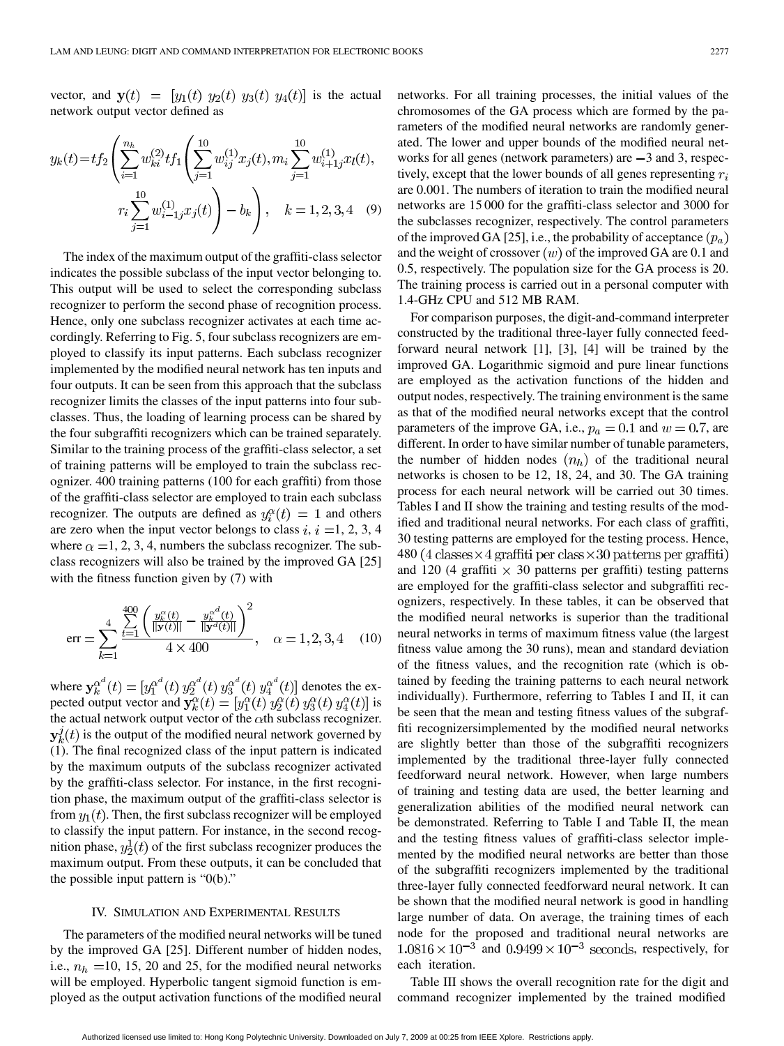vector, and $\mathbf{y}(t) = [y_1(t)\ y_2(t)\ y_3(t)\ y_4(t)]$ is the actual network output vector defined as

$$y_k(t) = tf_2\left(\sum_{i=1}^{n_h} w_{ki}^{(2)} tf_1\left(\sum_{j=1}^{10} w_{ij}^{(1)} x_j(t), m_i \sum_{j=1}^{10} w_{i+1j}^{(1)} x_l(t), r_i \sum_{j=1}^{10} w_{i-1j}^{(1)} x_j(t)\right) - b_k\right), \quad k = 1, 2, 3, 4 \quad (9)$$

The index of the maximum output of the graffiti-class selector indicates the possible subclass of the input vector belonging to. This output will be used to select the corresponding subclass recognizer to perform the second phase of recognition process. Hence, only one subclass recognizer activates at each time accordingly. Referring to Fig. 5, four subclass recognizers are employed to classify its input patterns. Each subclass recognizer implemented by the modified neural network has ten inputs and four outputs. It can be seen from this approach that the subclass recognizer limits the classes of the input patterns into four subclasses. Thus, the loading of learning process can be shared by the four subgraffiti recognizers which can be trained separately. Similar to the training process of the graffiti-class selector, a set of training patterns will be employed to train the subclass recognizer. 400 training patterns (100 for each graffiti) from those of the graffiti-class selector are employed to train each subclass recognizer. The outputs are defined as $y_i^{\alpha}(t) = 1$ and others are zero when the input vector belongs to class $i$, $i = 1, 2, 3, 4$ where $\alpha = 1, 2, 3, 4$, numbers the subclass recognizer. The subclass recognizers will also be trained by the improved GA [25] with the fitness function given by (7) with

$$\text{err} = \sum_{k=1}^{4} \frac{\sum_{t=1}^{400} \left(\frac{y_k^{\alpha}(t)}{\|\mathbf{y}(t)\|} - \frac{y_k^{\alpha^d}(t)}{\|\mathbf{y}^d(t)\|}\right)^2}{4 \times 400}, \quad \alpha = 1, 2, 3, 4 \quad (10)$$

where $\mathbf{y}_k^{\alpha^d}(t) = [y_1^{\alpha^d}(t)\ y_2^{\alpha^d}(t)\ y_3^{\alpha^d}(t)\ y_4^{\alpha^d}(t)]$ denotes the expected output vector and $\mathbf{y}_k^{\alpha}(t) = [y_1^{\alpha}(t)\ y_2^{\alpha}(t)\ y_3^{\alpha}(t)\ y_4^{\alpha}(t)]$ is the actual network output vector of the $\alpha$th subclass recognizer. $\mathbf{y}_k^{j}(t)$ is the output of the modified neural network governed by (1). The final recognized class of the input pattern is indicated by the maximum outputs of the subclass recognizer activated by the graffiti-class selector. For instance, in the first recognition phase, the maximum output of the graffiti-class selector is from $y_1(t)$. Then, the first subclass recognizer will be employed to classify the input pattern. For instance, in the second recognition phase, $y_2^1(t)$ of the first subclass recognizer produces the maximum output. From these outputs, it can be concluded that the possible input pattern is "0(b)."

## IV. Simulation and Experimental Results

The parameters of the modified neural networks will be tuned by the improved GA [25]. Different number of hidden nodes, i.e., $n_h = 10$, 15, 20 and 25, for the modified neural networks will be employed. Hyperbolic tangent sigmoid function is employed as the output activation functions of the modified neural networks. For all training processes, the initial values of the chromosomes of the GA process which are formed by the parameters of the modified neural networks are randomly generated. The lower and upper bounds of the modified neural networks for all genes (network parameters) are $-3$ and 3, respectively, except that the lower bounds of all genes representing $r_i$ are 0.001. The numbers of iteration to train the modified neural networks are 15 000 for the graffiti-class selector and 3000 for the subclasses recognizer, respectively. The control parameters of the improved GA [25], i.e., the probability of acceptance $(p_a)$ and the weight of crossover $(w)$ of the improved GA are 0.1 and 0.5, respectively. The population size for the GA process is 20. The training process is carried out in a personal computer with 1.4-GHz CPU and 512 MB RAM.

For comparison purposes, the digit-and-command interpreter constructed by the traditional three-layer fully connected feedforward neural network [1], [3], [4] will be trained by the improved GA. Logarithmic sigmoid and pure linear functions are employed as the activation functions of the hidden and output nodes, respectively. The training environment is the same as that of the modified neural networks except that the control parameters of the improve GA, i.e., $p_a = 0.1$ and $w = 0.7$, are different. In order to have similar number of tunable parameters, the number of hidden nodes $(n_h)$ of the traditional neural networks is chosen to be 12, 18, 24, and 30. The GA training process for each neural network will be carried out 30 times. Tables I and II show the training and testing results of the modified and traditional neural networks. For each class of graffiti, 30 testing patterns are employed for the testing process. Hence, 480 $(4\ \text{classes} \times 4\ \text{graffiti per class} \times 30\ \text{patterns per graffiti})$ and 120 (4 graffiti $\times$ 30 patterns per graffiti) testing patterns are employed for the graffiti-class selector and subgraffiti recognizers, respectively. In these tables, it can be observed that the modified neural networks is superior than the traditional neural networks in terms of maximum fitness value (the largest fitness value among the 30 runs), mean and standard deviation of the fitness values, and the recognition rate (which is obtained by feeding the training patterns to each neural network individually). Furthermore, referring to Tables I and II, it can be seen that the mean and testing fitness values of the subgraffiti recognizersimplemented by the modified neural networks are slightly better than those of the subgraffiti recognizers implemented by the traditional three-layer fully connected feedforward neural network. However, when large numbers of training and testing data are used, the better learning and generalization abilities of the modified neural network can be demonstrated. Referring to Table I and Table II, the mean and the testing fitness values of graffiti-class selector implemented by the modified neural networks are better than those of the subgraffiti recognizers implemented by the traditional three-layer fully connected feedforward neural network. It can be shown that the modified neural network is good in handling large number of data. On average, the training times of each node for the proposed and traditional neural networks are $1.0816 \times 10^{-3}$ and $0.9499 \times 10^{-3}$ seconds, respectively, for each iteration.

Table III shows the overall recognition rate for the digit and command recognizer implemented by the trained modified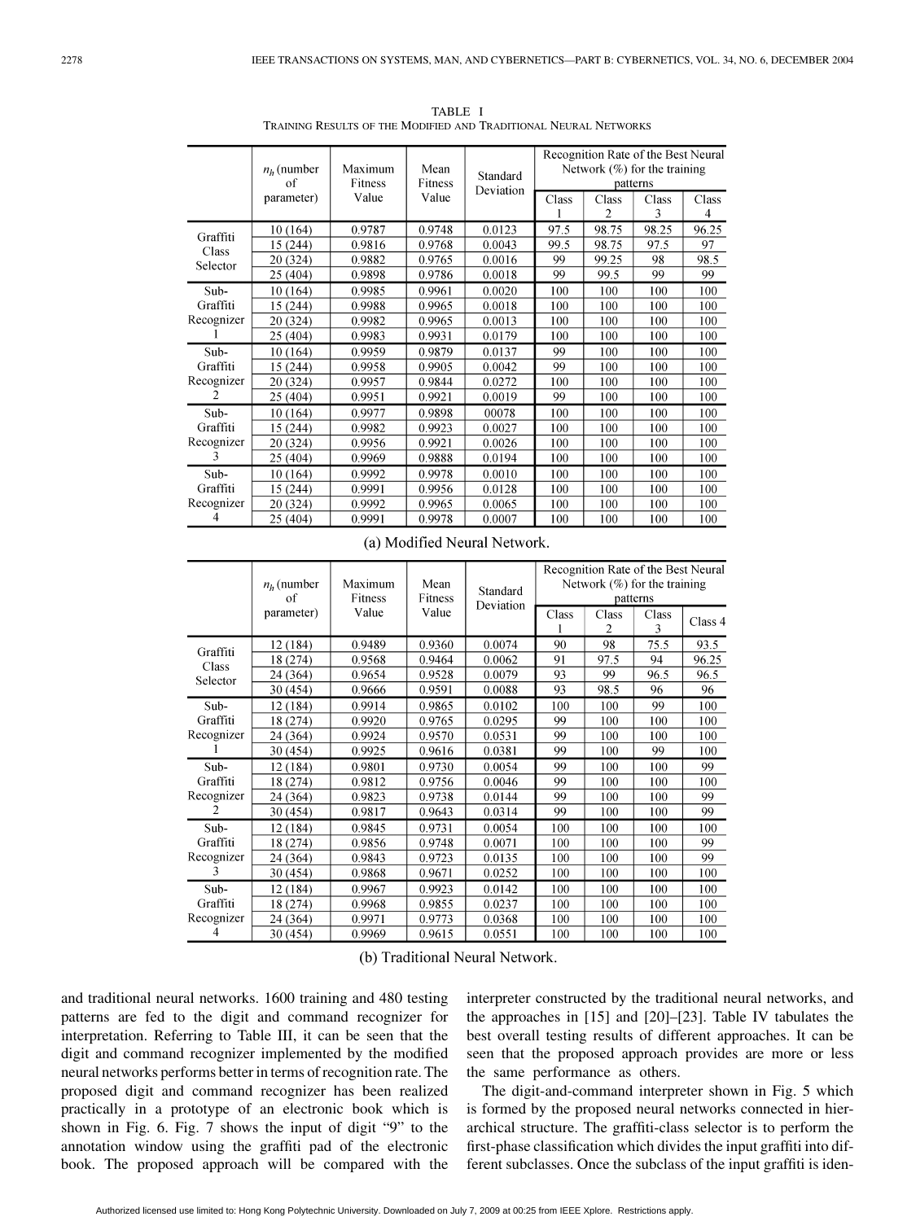TABLE I
TRAINING RESULTS OF THE MODIFIED AND TRADITIONAL NEURAL NETWORKS

| | $n_h$ (number of parameter) | Maximum Fitness Value | Mean Fitness Value | Standard Deviation | Recognition Rate of the Best Neural Network (%) for the training patterns | | | |
|---|---|---|---|---|---|---|---|---|
| | | | | | Class 1 | Class 2 | Class 3 | Class 4 |
| Graffiti Class Selector | 10 (164) | 0.9787 | 0.9748 | 0.0123 | 97.5 | 98.75 | 98.25 | 96.25 |
| | 15 (244) | 0.9816 | 0.9768 | 0.0043 | 99.5 | 98.75 | 97.5 | 97 |
| | 20 (324) | 0.9882 | 0.9765 | 0.0016 | 99 | 99.25 | 98 | 98.5 |
| | 25 (404) | 0.9898 | 0.9786 | 0.0018 | 99 | 99.5 | 99 | 99 |
| Sub-Graffiti Recognizer 1 | 10 (164) | 0.9985 | 0.9961 | 0.0020 | 100 | 100 | 100 | 100 |
| | 15 (244) | 0.9988 | 0.9965 | 0.0018 | 100 | 100 | 100 | 100 |
| | 20 (324) | 0.9982 | 0.9965 | 0.0013 | 100 | 100 | 100 | 100 |
| | 25 (404) | 0.9983 | 0.9931 | 0.0179 | 100 | 100 | 100 | 100 |
| Sub-Graffiti Recognizer 2 | 10 (164) | 0.9959 | 0.9879 | 0.0137 | 99 | 100 | 100 | 100 |
| | 15 (244) | 0.9958 | 0.9905 | 0.0042 | 99 | 100 | 100 | 100 |
| | 20 (324) | 0.9957 | 0.9844 | 0.0272 | 100 | 100 | 100 | 100 |
| | 25 (404) | 0.9951 | 0.9921 | 0.0019 | 99 | 100 | 100 | 100 |
| Sub-Graffiti Recognizer 3 | 10 (164) | 0.9977 | 0.9898 | 00078 | 100 | 100 | 100 | 100 |
| | 15 (244) | 0.9982 | 0.9923 | 0.0027 | 100 | 100 | 100 | 100 |
| | 20 (324) | 0.9956 | 0.9921 | 0.0026 | 100 | 100 | 100 | 100 |
| | 25 (404) | 0.9969 | 0.9888 | 0.0194 | 100 | 100 | 100 | 100 |
| Sub-Graffiti Recognizer 4 | 10 (164) | 0.9992 | 0.9978 | 0.0010 | 100 | 100 | 100 | 100 |
| | 15 (244) | 0.9991 | 0.9956 | 0.0128 | 100 | 100 | 100 | 100 |
| | 20 (324) | 0.9992 | 0.9965 | 0.0065 | 100 | 100 | 100 | 100 |
| | 25 (404) | 0.9991 | 0.9978 | 0.0007 | 100 | 100 | 100 | 100 |

(a) Modified Neural Network.

| | $n_h$ (number of parameter) | Maximum Fitness Value | Mean Fitness Value | Standard Deviation | Recognition Rate of the Best Neural Network (%) for the training patterns | | | |
|---|---|---|---|---|---|---|---|---|
| | | | | | Class 1 | Class 2 | Class 3 | Class 4 |
| Graffiti Class Selector | 12 (184) | 0.9489 | 0.9360 | 0.0074 | 90 | 98 | 75.5 | 93.5 |
| | 18 (274) | 0.9568 | 0.9464 | 0.0062 | 91 | 97.5 | 94 | 96.25 |
| | 24 (364) | 0.9654 | 0.9528 | 0.0079 | 93 | 99 | 96.5 | 96.5 |
| | 30 (454) | 0.9666 | 0.9591 | 0.0088 | 93 | 98.5 | 96 | 96 |
| Sub-Graffiti Recognizer 1 | 12 (184) | 0.9914 | 0.9865 | 0.0102 | 100 | 100 | 99 | 100 |
| | 18 (274) | 0.9920 | 0.9765 | 0.0295 | 99 | 100 | 100 | 100 |
| | 24 (364) | 0.9924 | 0.9570 | 0.0531 | 99 | 100 | 100 | 100 |
| | 30 (454) | 0.9925 | 0.9616 | 0.0381 | 99 | 100 | 99 | 100 |
| Sub-Graffiti Recognizer 2 | 12 (184) | 0.9801 | 0.9730 | 0.0054 | 99 | 100 | 100 | 99 |
| | 18 (274) | 0.9812 | 0.9756 | 0.0046 | 99 | 100 | 100 | 100 |
| | 24 (364) | 0.9823 | 0.9738 | 0.0144 | 99 | 100 | 100 | 99 |
| | 30 (454) | 0.9817 | 0.9643 | 0.0314 | 99 | 100 | 100 | 99 |
| Sub-Graffiti Recognizer 3 | 12 (184) | 0.9845 | 0.9731 | 0.0054 | 100 | 100 | 100 | 100 |
| | 18 (274) | 0.9856 | 0.9748 | 0.0071 | 100 | 100 | 100 | 99 |
| | 24 (364) | 0.9843 | 0.9723 | 0.0135 | 100 | 100 | 100 | 99 |
| | 30 (454) | 0.9868 | 0.9671 | 0.0252 | 100 | 100 | 100 | 100 |
| Sub-Graffiti Recognizer 4 | 12 (184) | 0.9967 | 0.9923 | 0.0142 | 100 | 100 | 100 | 100 |
| | 18 (274) | 0.9968 | 0.9855 | 0.0237 | 100 | 100 | 100 | 100 |
| | 24 (364) | 0.9971 | 0.9773 | 0.0368 | 100 | 100 | 100 | 100 |
| | 30 (454) | 0.9969 | 0.9615 | 0.0551 | 100 | 100 | 100 | 100 |

(b) Traditional Neural Network.

and traditional neural networks. 1600 training and 480 testing patterns are fed to the digit and command recognizer for interpretation. Referring to Table III, it can be seen that the digit and command recognizer implemented by the modified neural networks performs better in terms of recognition rate. The proposed digit and command recognizer has been realized practically in a prototype of an electronic book which is shown in Fig. 6. Fig. 7 shows the input of digit "9" to the annotation window using the graffiti pad of the electronic book. The proposed approach will be compared with the interpreter constructed by the traditional neural networks, and the approaches in [15] and [20]–[23]. Table IV tabulates the best overall testing results of different approaches. It can be seen that the proposed approach provides are more or less the same performance as others.

The digit-and-command interpreter shown in Fig. 5 which is formed by the proposed neural networks connected in hierarchical structure. The graffiti-class selector is to perform the first-phase classification which divides the input graffiti into different subclasses. Once the subclass of the input graffiti is iden-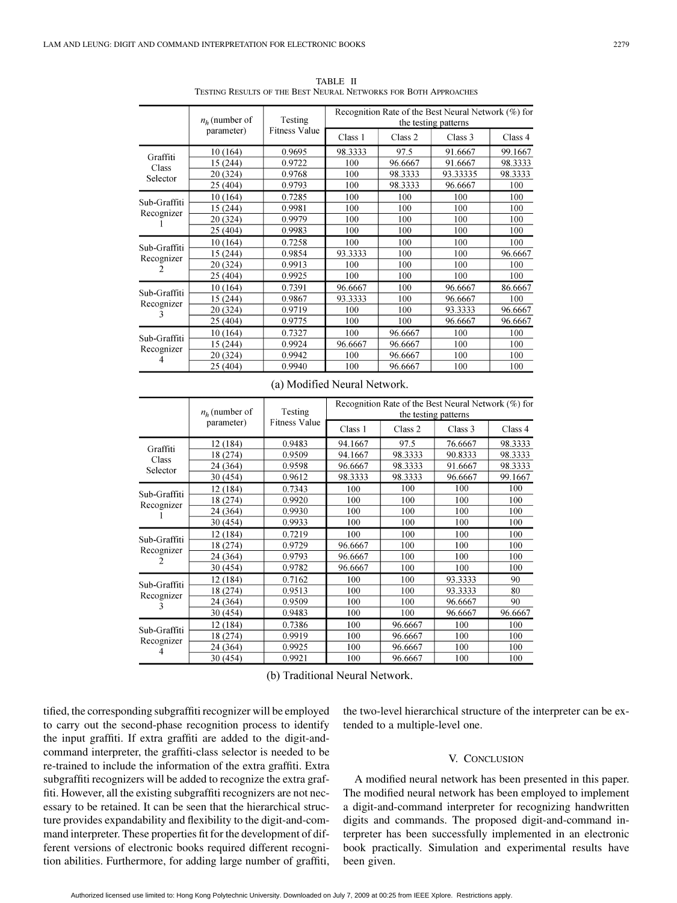TABLE II
TESTING RESULTS OF THE BEST NEURAL NETWORKS FOR BOTH APPROACHES

| | $n_h$ (number of parameter) | Testing Fitness Value | Recognition Rate of the Best Neural Network (%) for the testing patterns | | | |
|---|---|---|---|---|---|---|
| | | | Class 1 | Class 2 | Class 3 | Class 4 |
| Graffiti Class Selector | 10 (164) | 0.9695 | 98.3333 | 97.5 | 91.6667 | 99.1667 |
| | 15 (244) | 0.9722 | 100 | 96.6667 | 91.6667 | 98.3333 |
| | 20 (324) | 0.9768 | 100 | 98.3333 | 93.33335 | 98.3333 |
| | 25 (404) | 0.9793 | 100 | 98.3333 | 96.6667 | 100 |
| Sub-Graffiti Recognizer 1 | 10 (164) | 0.7285 | 100 | 100 | 100 | 100 |
| | 15 (244) | 0.9981 | 100 | 100 | 100 | 100 |
| | 20 (324) | 0.9979 | 100 | 100 | 100 | 100 |
| | 25 (404) | 0.9983 | 100 | 100 | 100 | 100 |
| Sub-Graffiti Recognizer 2 | 10 (164) | 0.7258 | 100 | 100 | 100 | 100 |
| | 15 (244) | 0.9854 | 93.3333 | 100 | 100 | 96.6667 |
| | 20 (324) | 0.9913 | 100 | 100 | 100 | 100 |
| | 25 (404) | 0.9925 | 100 | 100 | 100 | 100 |
| Sub-Graffiti Recognizer 3 | 10 (164) | 0.7391 | 96.6667 | 100 | 96.6667 | 86.6667 |
| | 15 (244) | 0.9867 | 93.3333 | 100 | 96.6667 | 100 |
| | 20 (324) | 0.9719 | 100 | 100 | 93.3333 | 96.6667 |
| | 25 (404) | 0.9775 | 100 | 100 | 96.6667 | 96.6667 |
| Sub-Graffiti Recognizer 4 | 10 (164) | 0.7327 | 100 | 96.6667 | 100 | 100 |
| | 15 (244) | 0.9924 | 96.6667 | 96.6667 | 100 | 100 |
| | 20 (324) | 0.9942 | 100 | 96.6667 | 100 | 100 |
| | 25 (404) | 0.9940 | 100 | 96.6667 | 100 | 100 |

(a) Modified Neural Network.

| | $n_h$ (number of parameter) | Testing Fitness Value | Recognition Rate of the Best Neural Network (%) for the testing patterns | | | |
|---|---|---|---|---|---|---|
| | | | Class 1 | Class 2 | Class 3 | Class 4 |
| Graffiti Class Selector | 12 (184) | 0.9483 | 94.1667 | 97.5 | 76.6667 | 98.3333 |
| | 18 (274) | 0.9509 | 94.1667 | 98.3333 | 90.8333 | 98.3333 |
| | 24 (364) | 0.9598 | 96.6667 | 98.3333 | 91.6667 | 98.3333 |
| | 30 (454) | 0.9612 | 98.3333 | 98.3333 | 96.6667 | 99.1667 |
| Sub-Graffiti Recognizer 1 | 12 (184) | 0.7343 | 100 | 100 | 100 | 100 |
| | 18 (274) | 0.9920 | 100 | 100 | 100 | 100 |
| | 24 (364) | 0.9930 | 100 | 100 | 100 | 100 |
| | 30 (454) | 0.9933 | 100 | 100 | 100 | 100 |
| Sub-Graffiti Recognizer 2 | 12 (184) | 0.7219 | 100 | 100 | 100 | 100 |
| | 18 (274) | 0.9729 | 96.6667 | 100 | 100 | 100 |
| | 24 (364) | 0.9793 | 96.6667 | 100 | 100 | 100 |
| | 30 (454) | 0.9782 | 96.6667 | 100 | 100 | 100 |
| Sub-Graffiti Recognizer 3 | 12 (184) | 0.7162 | 100 | 100 | 93.3333 | 90 |
| | 18 (274) | 0.9513 | 100 | 100 | 93.3333 | 80 |
| | 24 (364) | 0.9509 | 100 | 100 | 96.6667 | 90 |
| | 30 (454) | 0.9483 | 100 | 100 | 96.6667 | 96.6667 |
| Sub-Graffiti Recognizer 4 | 12 (184) | 0.7386 | 100 | 96.6667 | 100 | 100 |
| | 18 (274) | 0.9919 | 100 | 96.6667 | 100 | 100 |
| | 24 (364) | 0.9925 | 100 | 96.6667 | 100 | 100 |
| | 30 (454) | 0.9921 | 100 | 96.6667 | 100 | 100 |

(b) Traditional Neural Network.

tified, the corresponding subgraffiti recognizer will be employed to carry out the second-phase recognition process to identify the input graffiti. If extra graffiti are added to the digit-and-command interpreter, the graffiti-class selector is needed to be re-trained to include the information of the extra graffiti. Extra subgraffiti recognizers will be added to recognize the extra graffiti. However, all the existing subgraffiti recognizers are not necessary to be retained. It can be seen that the hierarchical structure provides expandability and flexibility to the digit-and-command interpreter. These properties fit for the development of different versions of electronic books required different recognition abilities. Furthermore, for adding large number of graffiti, the two-level hierarchical structure of the interpreter can be extended to a multiple-level one.

## V. CONCLUSION

A modified neural network has been presented in this paper. The modified neural network has been employed to implement a digit-and-command interpreter for recognizing handwritten digits and commands. The proposed digit-and-command interpreter has been successfully implemented in an electronic book practically. Simulation and experimental results have been given.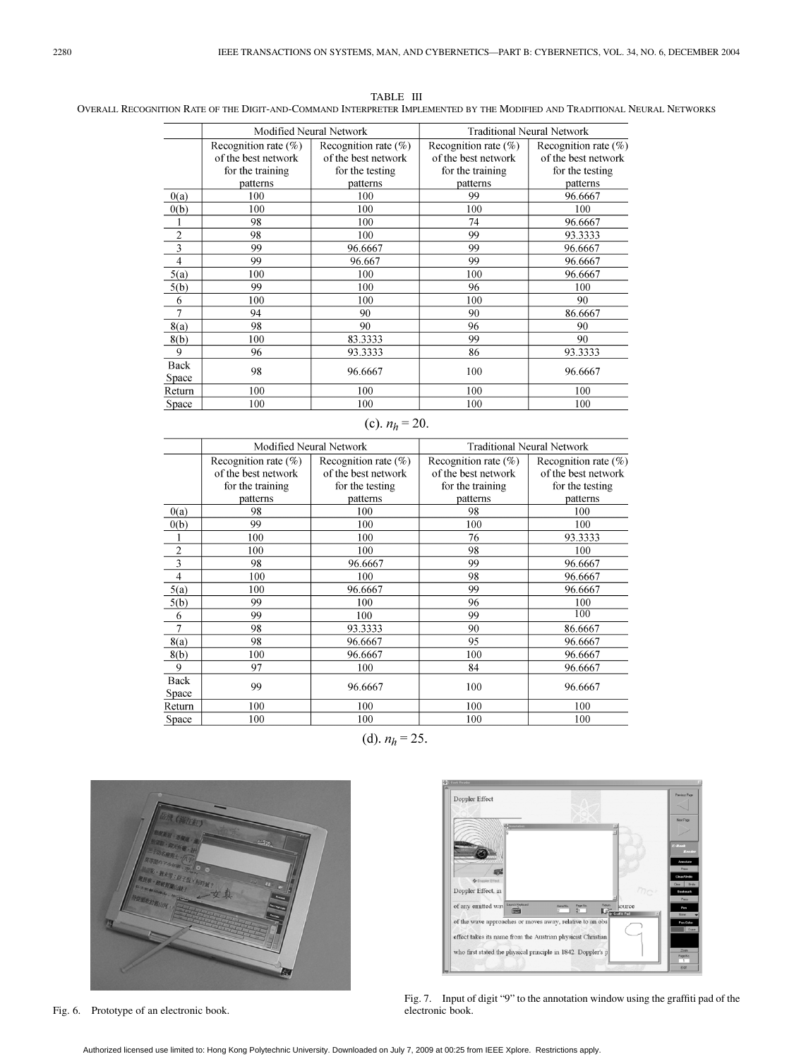TABLE III
OVERALL RECOGNITION RATE OF THE DIGIT-AND-COMMAND INTERPRETER IMPLEMENTED BY THE MODIFIED AND TRADITIONAL NEURAL NETWORKS

| | Modified Neural Network | | Traditional Neural Network | |
|---|---|---|---|---|
| | Recognition rate (%) of the best network for the training patterns | Recognition rate (%) of the best network for the testing patterns | Recognition rate (%) of the best network for the training patterns | Recognition rate (%) of the best network for the testing patterns |
| 0(a) | 100 | 100 | 99 | 96.6667 |
| 0(b) | 100 | 100 | 100 | 100 |
| 1 | 98 | 100 | 74 | 96.6667 |
| 2 | 98 | 100 | 99 | 93.3333 |
| 3 | 99 | 96.6667 | 99 | 96.6667 |
| 4 | 99 | 96.667 | 99 | 96.6667 |
| 5(a) | 100 | 100 | 100 | 96.6667 |
| 5(b) | 99 | 100 | 96 | 100 |
| 6 | 100 | 100 | 100 | 90 |
| 7 | 94 | 90 | 90 | 86.6667 |
| 8(a) | 98 | 90 | 96 | 90 |
| 8(b) | 100 | 83.3333 | 99 | 90 |
| 9 | 96 | 93.3333 | 86 | 93.3333 |
| Back Space | 98 | 96.6667 | 100 | 96.6667 |
| Return | 100 | 100 | 100 | 100 |
| Space | 100 | 100 | 100 | 100 |

(c). $n_h = 20$.

| | Modified Neural Network | | Traditional Neural Network | |
|---|---|---|---|---|
| | Recognition rate (%) of the best network for the training patterns | Recognition rate (%) of the best network for the testing patterns | Recognition rate (%) of the best network for the training patterns | Recognition rate (%) of the best network for the testing patterns |
| 0(a) | 98 | 100 | 98 | 100 |
| 0(b) | 99 | 100 | 100 | 100 |
| 1 | 100 | 100 | 76 | 93.3333 |
| 2 | 100 | 100 | 98 | 100 |
| 3 | 98 | 96.6667 | 99 | 96.6667 |
| 4 | 100 | 100 | 98 | 96.6667 |
| 5(a) | 100 | 96.6667 | 99 | 96.6667 |
| 5(b) | 99 | 100 | 96 | 100 |
| 6 | 99 | 100 | 99 | 100 |
| 7 | 98 | 93.3333 | 90 | 86.6667 |
| 8(a) | 98 | 96.6667 | 95 | 96.6667 |
| 8(b) | 100 | 96.6667 | 100 | 96.6667 |
| 9 | 97 | 100 | 84 | 96.6667 |
| Back Space | 99 | 96.6667 | 100 | 96.6667 |
| Return | 100 | 100 | 100 | 100 |
| Space | 100 | 100 | 100 | 100 |

(d). $n_h = 25$.

Fig. 6. Prototype of an electronic book.

Fig. 7. Input of digit "9" to the annotation window using the graffiti pad of the electronic book.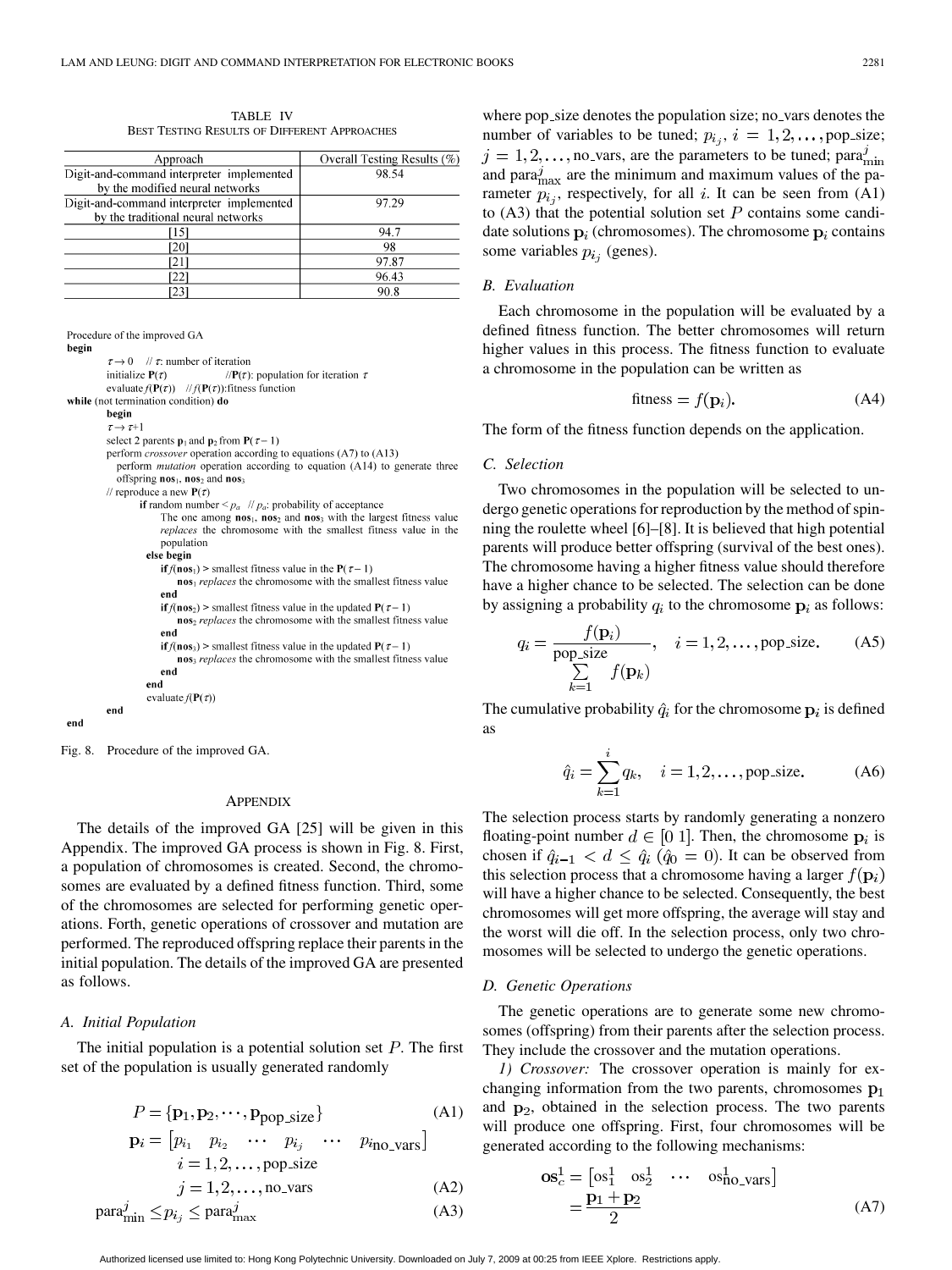TABLE IV
BEST TESTING RESULTS OF DIFFERENT APPROACHES

| Approach | Overall Testing Results (%) |
|---|---|
| Digit-and-command interpreter implemented by the modified neural networks | 98.54 |
| Digit-and-command interpreter implemented by the traditional neural networks | 97.29 |
| [15] | 94.7 |
| [20] | 98 |
| [21] | 97.87 |
| [22] | 96.43 |
| [23] | 90.8 |

```
Procedure of the improved GA
begin
    τ → 0    // τ: number of iteration
    initialize P(τ)         //P(τ): population for iteration τ
    evaluate f(P(τ))   // f(P(τ)):fitness function
while (not termination condition) do
    begin
    τ → τ+1
    select 2 parents p1 and p2 from P(τ − 1)
    perform crossover operation according to equations (A7) to (A13)
      perform mutation operation according to equation (A14) to generate three
      offspring nos1, nos2 and nos3
    // reproduce a new P(τ)
        if random number < pa  // pa: probability of acceptance
            The one among nos1, nos2 and nos3 with the largest fitness value
            replaces the chromosome with the smallest fitness value in the
            population
        else begin
            if f(nos1) > smallest fitness value in the P(τ − 1)
                nos1 replaces the chromosome with the smallest fitness value
            end
            if f(nos2) > smallest fitness value in the updated P(τ − 1)
                nos2 replaces the chromosome with the smallest fitness value
            end
            if f(nos3) > smallest fitness value in the updated P(τ − 1)
                nos3 replaces the chromosome with the smallest fitness value
            end
        end
        evaluate f(P(τ))
    end
end
```

Fig. 8. Procedure of the improved GA.

## APPENDIX

The details of the improved GA [25] will be given in this Appendix. The improved GA process is shown in Fig. 8. First, a population of chromosomes is created. Second, the chromosomes are evaluated by a defined fitness function. Third, some of the chromosomes are selected for performing genetic operations. Forth, genetic operations of crossover and mutation are performed. The reproduced offspring replace their parents in the initial population. The details of the improved GA are presented as follows.

### *A. Initial Population*

The initial population is a potential solution set $P$. The first set of the population is usually generated randomly

$$P = \{\mathbf{p}_1, \mathbf{p}_2, \cdots, \mathbf{p}_{\text{pop\_size}}\} \tag{A1}$$

$$\mathbf{p}_i = \begin{bmatrix} p_{i_1} & p_{i_2} & \cdots & p_{i_j} & \cdots & p_{i_{\text{no\_vars}}} \end{bmatrix}$$
$$i = 1, 2, \ldots, \text{pop\_size}$$
$$j = 1, 2, \ldots, \text{no\_vars} \tag{A2}$$

$$\text{para}_{\min}^{j} \le p_{i_j} \le \text{para}_{\max}^{j} \tag{A3}$$

where pop_size denotes the population size; no_vars denotes the number of variables to be tuned; $p_{i_j}$, $i = 1, 2, \ldots, \text{pop\_size}$; $j = 1, 2, \ldots, \text{no\_vars}$, are the parameters to be tuned; $\text{para}_{\min}^{j}$ and $\text{para}_{\max}^{j}$ are the minimum and maximum values of the parameter $p_{i_j}$, respectively, for all $i$. It can be seen from (A1) to (A3) that the potential solution set $P$ contains some candidate solutions $\mathbf{p}_i$ (chromosomes). The chromosome $\mathbf{p}_i$ contains some variables $p_{i_j}$ (genes).

### *B. Evaluation*

Each chromosome in the population will be evaluated by a defined fitness function. The better chromosomes will return higher values in this process. The fitness function to evaluate a chromosome in the population can be written as

$$\text{fitness} = f(\mathbf{p}_i). \tag{A4}$$

The form of the fitness function depends on the application.

### *C. Selection*

Two chromosomes in the population will be selected to undergo genetic operations for reproduction by the method of spinning the roulette wheel [6]–[8]. It is believed that high potential parents will produce better offspring (survival of the best ones). The chromosome having a higher fitness value should therefore have a higher chance to be selected. The selection can be done by assigning a probability $q_i$ to the chromosome $\mathbf{p}_i$ as follows:

$$q_i = \frac{f(\mathbf{p}_i)}{\sum_{k=1}^{\text{pop\_size}} f(\mathbf{p}_k)}, \quad i = 1, 2, \ldots, \text{pop\_size}. \tag{A5}$$

The cumulative probability $\hat{q}_i$ for the chromosome $\mathbf{p}_i$ is defined as

$$\hat{q}_i = \sum_{k=1}^{i} q_k, \quad i = 1, 2, \ldots, \text{pop\_size}. \tag{A6}$$

The selection process starts by randomly generating a nonzero floating-point number $d \in [0\ 1]$. Then, the chromosome $\mathbf{p}_i$ is chosen if $\hat{q}_{i-1} < d \le \hat{q}_i$ ($\hat{q}_0 = 0$). It can be observed from this selection process that a chromosome having a larger $f(\mathbf{p}_i)$ will have a higher chance to be selected. Consequently, the best chromosomes will get more offspring, the average will stay and the worst will die off. In the selection process, only two chromosomes will be selected to undergo the genetic operations.

### *D. Genetic Operations*

The genetic operations are to generate some new chromosomes (offspring) from their parents after the selection process. They include the crossover and the mutation operations.

*1) Crossover:* The crossover operation is mainly for exchanging information from the two parents, chromosomes $\mathbf{p}_1$ and $\mathbf{p}_2$, obtained in the selection process. The two parents will produce one offspring. First, four chromosomes will be generated according to the following mechanisms:

$$\mathbf{os}_c^1 = \begin{bmatrix} \text{os}_1^1 & \text{os}_2^1 & \cdots & \text{os}_{\text{no\_vars}}^1 \end{bmatrix} = \frac{\mathbf{p}_1 + \mathbf{p}_2}{2} \tag{A7}$$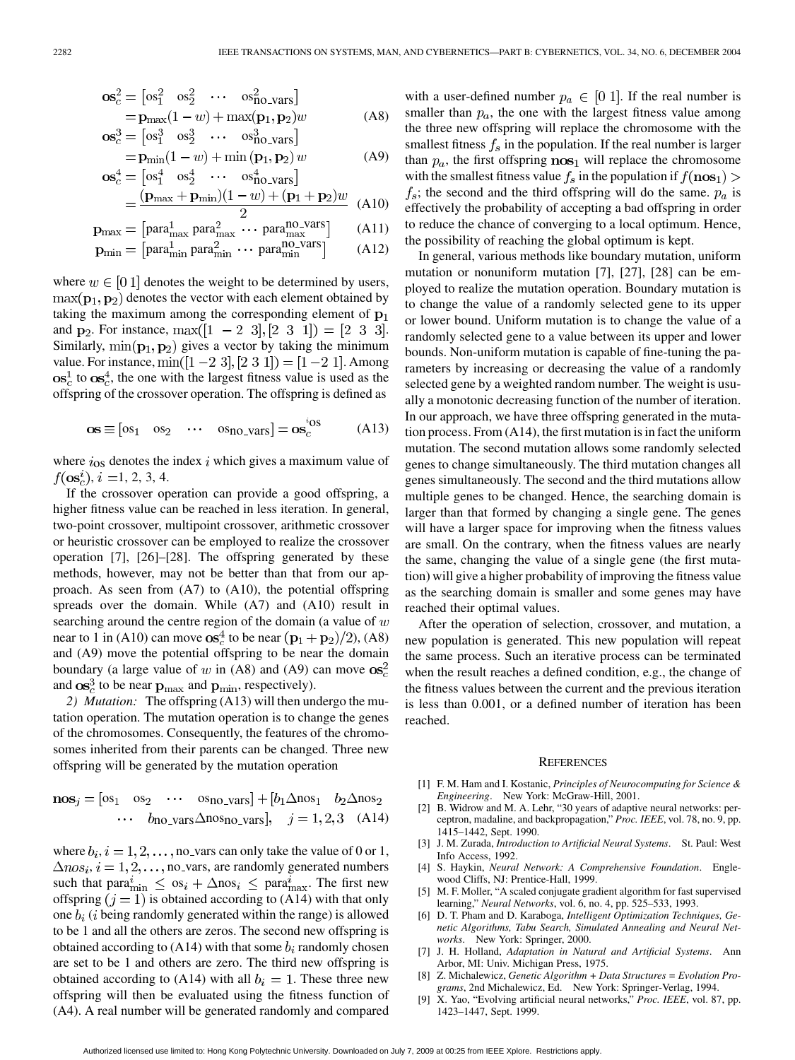$$\mathbf{os}_c^2 = [\text{os}_1^2 \quad \text{os}_2^2 \quad \cdots \quad \text{os}_{\text{no\_vars}}^2] = \mathbf{p}_{\max}(1-w) + \max(\mathbf{p}_1, \mathbf{p}_2)w \tag{A8}$$

$$\mathbf{os}_c^3 = [\text{os}_1^3 \quad \text{os}_2^3 \quad \cdots \quad \text{os}_{\text{no\_vars}}^3] = \mathbf{p}_{\min}(1-w) + \min(\mathbf{p}_1, \mathbf{p}_2)w \tag{A9}$$

$$\mathbf{os}_c^4 = [\text{os}_1^4 \quad \text{os}_2^4 \quad \cdots \quad \text{os}_{\text{no\_vars}}^4] = \frac{(\mathbf{p}_{\max} + \mathbf{p}_{\min})(1-w) + (\mathbf{p}_1 + \mathbf{p}_2)w}{2} \tag{A10}$$

$$\mathbf{p}_{\max} = [\text{para}_{\max}^1 \ \text{para}_{\max}^2 \ \cdots \ \text{para}_{\max}^{\text{no\_vars}}] \tag{A11}$$

$$\mathbf{p}_{\min} = [\text{para}_{\min}^1 \ \text{para}_{\min}^2 \ \cdots \ \text{para}_{\min}^{\text{no\_vars}}] \tag{A12}$$

where $w \in [0\ 1]$ denotes the weight to be determined by users, $\max(\mathbf{p}_1, \mathbf{p}_2)$ denotes the vector with each element obtained by taking the maximum among the corresponding element of $\mathbf{p}_1$ and $\mathbf{p}_2$. For instance, $\max([1\ -2\ 3], [2\ 3\ 1]) = [2\ 3\ 3]$. Similarly, $\min(\mathbf{p}_1, \mathbf{p}_2)$ gives a vector by taking the minimum value. For instance, $\min([1\ -2\ 3], [2\ 3\ 1]) = [1\ -2\ 1]$. Among $\mathbf{os}_c^1$ to $\mathbf{os}_c^4$, the one with the largest fitness value is used as the offspring of the crossover operation. The offspring is defined as

$$\mathbf{os} \equiv [\text{os}_1 \quad \text{os}_2 \quad \cdots \quad \text{os}_{\text{no\_vars}}] = \mathbf{os}_c^{i_{\text{os}}} \tag{A13}$$

where $i_{\text{os}}$ denotes the index $i$ which gives a maximum value of $f(\mathbf{os}_c^i)$, $i = 1, 2, 3, 4$.

If the crossover operation can provide a good offspring, a higher fitness value can be reached in less iteration. In general, two-point crossover, multipoint crossover, arithmetic crossover or heuristic crossover can be employed to realize the crossover operation [7], [26]–[28]. The offspring generated by these methods, however, may not be better than that from our approach. As seen from (A7) to (A10), the potential offspring spreads over the domain. While (A7) and (A10) result in searching around the centre region of the domain (a value of $w$ near to 1 in (A10) can move $\mathbf{os}_c^4$ to be near $(\mathbf{p}_1 + \mathbf{p}_2)/2$), (A8) and (A9) move the potential offspring to be near the domain boundary (a large value of $w$ in (A8) and (A9) can move $\mathbf{os}_c^2$ and $\mathbf{os}_c^3$ to be near $\mathbf{p}_{\max}$ and $\mathbf{p}_{\min}$, respectively).

*2) Mutation:* The offspring (A13) will then undergo the mutation operation. The mutation operation is to change the genes of the chromosomes. Consequently, the features of the chromosomes inherited from their parents can be changed. Three new offspring will be generated by the mutation operation

$$\mathbf{nos}_j = [\text{os}_1 \quad \text{os}_2 \quad \cdots \quad \text{os}_{\text{no\_vars}}] + [b_1 \Delta\text{nos}_1 \quad b_2 \Delta\text{nos}_2 \quad \cdots \quad b_{\text{no\_vars}} \Delta\text{nos}_{\text{no\_vars}}], \quad j = 1, 2, 3 \tag{A14}$$

where $b_i, i = 1, 2, \ldots, \text{no\_vars}$ can only take the value of 0 or 1, $\Delta nos_i, i = 1, 2, \ldots, \text{no\_vars}$, are randomly generated numbers such that $\text{para}_{\min}^i \leq \text{os}_i + \Delta\text{nos}_i \leq \text{para}_{\max}^i$. The first new offspring $(j = 1)$ is obtained according to (A14) with that only one $b_i$ ($i$ being randomly generated within the range) is allowed to be 1 and all the others are zeros. The second new offspring is obtained according to (A14) with that some $b_i$ randomly chosen are set to be 1 and others are zero. The third new offspring is obtained according to (A14) with all $b_i = 1$. These three new offspring will then be evaluated using the fitness function of (A4). A real number will be generated randomly and compared with a user-defined number $p_a \in [0\ 1]$. If the real number is smaller than $p_a$, the one with the largest fitness value among the three new offspring will replace the chromosome with the smallest fitness $f_s$ in the population. If the real number is larger than $p_a$, the first offspring $\mathbf{nos}_1$ will replace the chromosome with the smallest fitness value $f_s$ in the population if $f(\mathbf{nos}_1) > f_s$; the second and the third offspring will do the same. $p_a$ is effectively the probability of accepting a bad offspring in order to reduce the chance of converging to a local optimum. Hence, the possibility of reaching the global optimum is kept.

In general, various methods like boundary mutation, uniform mutation or nonuniform mutation [7], [27], [28] can be employed to realize the mutation operation. Boundary mutation is to change the value of a randomly selected gene to its upper or lower bound. Uniform mutation is to change the value of a randomly selected gene to a value between its upper and lower bounds. Non-uniform mutation is capable of fine-tuning the parameters by increasing or decreasing the value of a randomly selected gene by a weighted random number. The weight is usually a monotonic decreasing function of the number of iteration. In our approach, we have three offspring generated in the mutation process. From (A14), the first mutation is in fact the uniform mutation. The second mutation allows some randomly selected genes to change simultaneously. The third mutation changes all genes simultaneously. The second and the third mutations allow multiple genes to be changed. Hence, the searching domain is larger than that formed by changing a single gene. The genes will have a larger space for improving when the fitness values are small. On the contrary, when the fitness values are nearly the same, changing the value of a single gene (the first mutation) will give a higher probability of improving the fitness value as the searching domain is smaller and some genes may have reached their optimal values.

After the operation of selection, crossover, and mutation, a new population is generated. This new population will repeat the same process. Such an iterative process can be terminated when the result reaches a defined condition, e.g., the change of the fitness values between the current and the previous iteration is less than 0.001, or a defined number of iteration has been reached.

## References

[1] F. M. Ham and I. Kostanic, *Principles of Neurocomputing for Science & Engineering*. New York: McGraw-Hill, 2001.

[2] B. Widrow and M. A. Lehr, "30 years of adaptive neural networks: perceptron, madaline, and backpropagation," *Proc. IEEE*, vol. 78, no. 9, pp. 1415–1442, Sept. 1990.

[3] J. M. Zurada, *Introduction to Artificial Neural Systems*. St. Paul: West Info Access, 1992.

[4] S. Haykin, *Neural Network: A Comprehensive Foundation*. Englewood Cliffs, NJ: Prentice-Hall, 1999.

[5] M. F. Moller, "A scaled conjugate gradient algorithm for fast supervised learning," *Neural Networks*, vol. 6, no. 4, pp. 525–533, 1993.

[6] D. T. Pham and D. Karaboga, *Intelligent Optimization Techniques, Genetic Algorithms, Tabu Search, Simulated Annealing and Neural Networks*. New York: Springer, 2000.

[7] J. H. Holland, *Adaptation in Natural and Artificial Systems*. Ann Arbor, MI: Univ. Michigan Press, 1975.

[8] Z. Michalewicz, *Genetic Algorithm + Data Structures = Evolution Programs*, 2nd Michalewicz, Ed. New York: Springer-Verlag, 1994.

[9] X. Yao, "Evolving artificial neural networks," *Proc. IEEE*, vol. 87, pp. 1423–1447, Sept. 1999.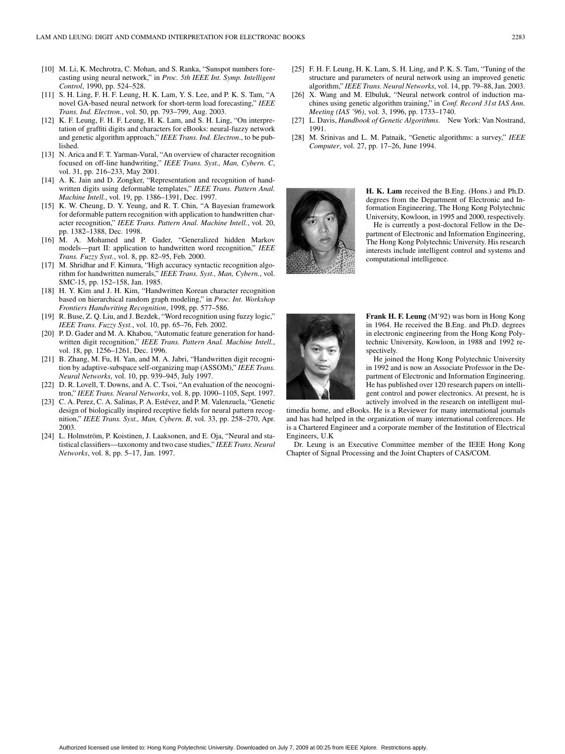[10] M. Li, K. Mechrotra, C. Mohan, and S. Ranka, "Sunspot numbers forecasting using neural network," in *Proc. 5th IEEE Int. Symp. Intelligent Control*, 1990, pp. 524–528.

[11] S. H. Ling, F. H. F. Leung, H. K. Lam, Y. S. Lee, and P. K. S. Tam, "A novel GA-based neural network for short-term load forecasting," *IEEE Trans. Ind. Electron.*, vol. 50, pp. 793–799, Aug. 2003.

[12] K. F. Leung, F. H. F. Leung, H. K. Lam, and S. H. Ling, "On interpretation of graffiti digits and characters for eBooks: neural-fuzzy network and genetic algorithm approach," *IEEE Trans. Ind. Electron.*, to be published.

[13] N. Arica and F. T. Yarman-Vural, "An overview of character recognition focused on off-line handwriting," *IEEE Trans. Syst., Man, Cybern. C*, vol. 31, pp. 216–233, May 2001.

[14] A. K. Jain and D. Zongker, "Representation and recognition of handwritten digits using deformable templates," *IEEE Trans. Pattern Anal. Machine Intell.*, vol. 19, pp. 1386–1391, Dec. 1997.

[15] K. W. Cheung, D. Y. Yeung, and R. T. Chin, "A Bayesian framework for deformable pattern recognition with application to handwritten character recognition," *IEEE Trans. Pattern Anal. Machine Intell.*, vol. 20, pp. 1382–1388, Dec. 1998.

[16] M. A. Mohamed and P. Gader, "Generalized hidden Markov models—part II: application to handwritten word recognition," *IEEE Trans. Fuzzy Syst.*, vol. 8, pp. 82–95, Feb. 2000.

[17] M. Shridhar and F. Kimura, "High accuracy syntactic recognition algorithm for handwritten numerals," *IEEE Trans. Syst., Man, Cybern.*, vol. SMC-15, pp. 152–158, Jan. 1985.

[18] H. Y. Kim and J. H. Kim, "Handwritten Korean character recognition based on hierarchical random graph modeling," in *Proc. Int. Workshop Frontiers Handwriting Recognition*, 1998, pp. 577–586.

[19] R. Buse, Z. Q. Liu, and J. Bezdek, "Word recognition using fuzzy logic," *IEEE Trans. Fuzzy Syst.*, vol. 10, pp. 65–76, Feb. 2002.

[20] P. D. Gader and M. A. Khabou, "Automatic feature generation for handwritten digit recognition," *IEEE Trans. Pattern Anal. Machine Intell.*, vol. 18, pp. 1256–1261, Dec. 1996.

[21] B. Zhang, M. Fu, H. Yan, and M. A. Jabri, "Handwritten digit recognition by adaptive-subspace self-organizing map (ASSOM)," *IEEE Trans. Neural Networks*, vol. 10, pp. 939–945, July 1997.

[22] D. R. Lovell, T. Downs, and A. C. Tsoi, "An evaluation of the neocognitron," *IEEE Trans. Neural Networks*, vol. 8, pp. 1090–1105, Sept. 1997.

[23] C. A. Perez, C. A. Salinas, P. A. Estévez, and P. M. Valenzuela, "Genetic design of biologically inspired receptive fields for neural pattern recognition," *IEEE Trans. Syst., Man, Cybern. B*, vol. 33, pp. 258–270, Apr. 2003.

[24] L. Holmström, P. Koistinen, J. Laaksonen, and E. Oja, "Neural and statistical classifiers—taxonomy and two case studies," *IEEE Trans. Neural Networks*, vol. 8, pp. 5–17, Jan. 1997.

[25] F. H. F. Leung, H. K. Lam, S. H. Ling, and P. K. S. Tam, "Tuning of the structure and parameters of neural network using an improved genetic algorithm," *IEEE Trans. Neural Networks*, vol. 14, pp. 79–88, Jan. 2003.

[26] X. Wang and M. Elbuluk, "Neural network control of induction machines using genetic algorithm training," in *Conf. Record 31st IAS Ann. Meeting (IAS '96)*, vol. 3, 1996, pp. 1733–1740.

[27] L. Davis, *Handbook of Genetic Algorithms*. New York: Van Nostrand, 1991.

[28] M. Srinivas and L. M. Patnaik, "Genetic algorithms: a survey," *IEEE Computer*, vol. 27, pp. 17–26, June 1994.

**H. K. Lam** received the B.Eng. (Hons.) and Ph.D. degrees from the Department of Electronic and Information Engineering, The Hong Kong Polytechnic University, Kowloon, in 1995 and 2000, respectively.

He is currently a post-doctoral Fellow in the Department of Electronic and Information Engineering, The Hong Kong Polytechnic University. His research interests include intelligent control and systems and computational intelligence.

**Frank H. F. Leung** (M'92) was born in Hong Kong in 1964. He received the B.Eng. and Ph.D. degrees in electronic engineering from the Hong Kong Polytechnic University, Kowloon, in 1988 and 1992 respectively.

He joined the Hong Kong Polytechnic University in 1992 and is now an Associate Professor in the Department of Electronic and Information Engineering. He has published over 120 research papers on intelligent control and power electronics. At present, he is actively involved in the research on intelligent multimedia home, and eBooks. He is a Reviewer for many international journals and has had helped in the organization of many international conferences. He is a Chartered Engineer and a corporate member of the Institution of Electrical Engineers, U.K

Dr. Leung is an Executive Committee member of the IEEE Hong Kong Chapter of Signal Processing and the Joint Chapters of CAS/COM.